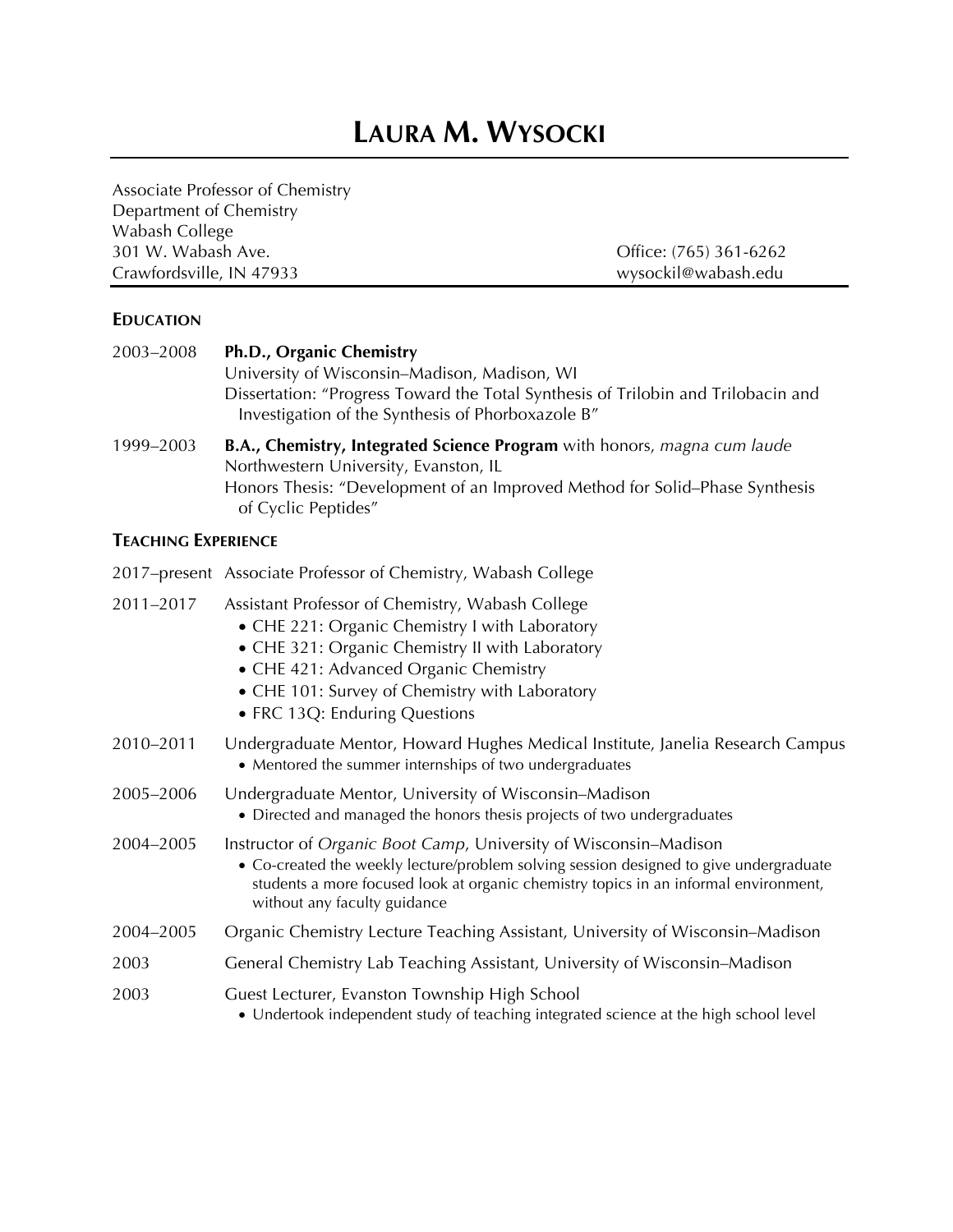# Laura M. Wysocki

Associate Professor of Chemistry
Department of Chemistry
Wabash College
301 W. Wabash Ave.
Crawfordsville, IN 47933

Office: (765) 361-6262
wysockil@wabash.edu

## Education

2003–2008 **Ph.D., Organic Chemistry**
University of Wisconsin–Madison, Madison, WI
Dissertation: "Progress Toward the Total Synthesis of Trilobin and Trilobacin and Investigation of the Synthesis of Phorboxazole B"

1999–2003 **B.A., Chemistry, Integrated Science Program** with honors, *magna cum laude*
Northwestern University, Evanston, IL
Honors Thesis: "Development of an Improved Method for Solid–Phase Synthesis of Cyclic Peptides"

## Teaching Experience

2017–present Associate Professor of Chemistry, Wabash College

2011–2017 Assistant Professor of Chemistry, Wabash College

- CHE 221: Organic Chemistry I with Laboratory
- CHE 321: Organic Chemistry II with Laboratory
- CHE 421: Advanced Organic Chemistry
- CHE 101: Survey of Chemistry with Laboratory
- FRC 13Q: Enduring Questions

2010–2011 Undergraduate Mentor, Howard Hughes Medical Institute, Janelia Research Campus

- Mentored the summer internships of two undergraduates

2005–2006 Undergraduate Mentor, University of Wisconsin–Madison

- Directed and managed the honors thesis projects of two undergraduates

2004–2005 Instructor of *Organic Boot Camp*, University of Wisconsin–Madison

- Co-created the weekly lecture/problem solving session designed to give undergraduate students a more focused look at organic chemistry topics in an informal environment, without any faculty guidance

2004–2005 Organic Chemistry Lecture Teaching Assistant, University of Wisconsin–Madison

2003 General Chemistry Lab Teaching Assistant, University of Wisconsin–Madison

2003 Guest Lecturer, Evanston Township High School

- Undertook independent study of teaching integrated science at the high school level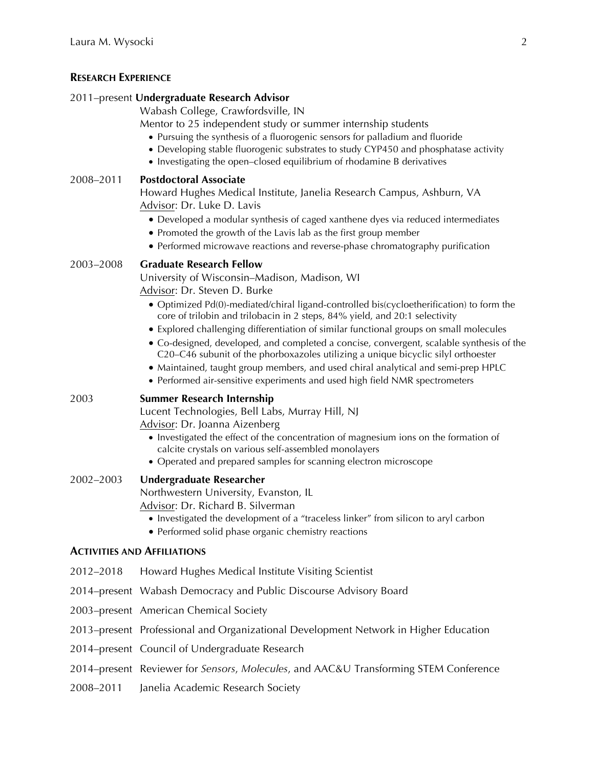## Research Experience

2011–present **Undergraduate Research Advisor**
Wabash College, Crawfordsville, IN
Mentor to 25 independent study or summer internship students

- Pursuing the synthesis of a fluorogenic sensors for palladium and fluoride
- Developing stable fluorogenic substrates to study CYP450 and phosphatase activity
- Investigating the open–closed equilibrium of rhodamine B derivatives

2008–2011 **Postdoctoral Associate**
Howard Hughes Medical Institute, Janelia Research Campus, Ashburn, VA
Advisor: Dr. Luke D. Lavis

- Developed a modular synthesis of caged xanthene dyes via reduced intermediates
- Promoted the growth of the Lavis lab as the first group member
- Performed microwave reactions and reverse-phase chromatography purification

2003–2008 **Graduate Research Fellow**
University of Wisconsin–Madison, Madison, WI
Advisor: Dr. Steven D. Burke

- Optimized Pd(0)-mediated/chiral ligand-controlled bis(cycloetherification) to form the core of trilobin and trilobacin in 2 steps, 84% yield, and 20:1 selectivity
- Explored challenging differentiation of similar functional groups on small molecules
- Co-designed, developed, and completed a concise, convergent, scalable synthesis of the C20–C46 subunit of the phorboxazoles utilizing a unique bicyclic silyl orthoester
- Maintained, taught group members, and used chiral analytical and semi-prep HPLC
- Performed air-sensitive experiments and used high field NMR spectrometers

2003 **Summer Research Internship**
Lucent Technologies, Bell Labs, Murray Hill, NJ
Advisor: Dr. Joanna Aizenberg

- Investigated the effect of the concentration of magnesium ions on the formation of calcite crystals on various self-assembled monolayers
- Operated and prepared samples for scanning electron microscope

2002–2003 **Undergraduate Researcher**
Northwestern University, Evanston, IL
Advisor: Dr. Richard B. Silverman

- Investigated the development of a "traceless linker" from silicon to aryl carbon
- Performed solid phase organic chemistry reactions

## Activities and Affiliations

2012–2018 Howard Hughes Medical Institute Visiting Scientist

2014–present Wabash Democracy and Public Discourse Advisory Board

2003–present American Chemical Society

2013–present Professional and Organizational Development Network in Higher Education

2014–present Council of Undergraduate Research

2014–present Reviewer for *Sensors*, *Molecules*, and AAC&U Transforming STEM Conference

2008–2011 Janelia Academic Research Society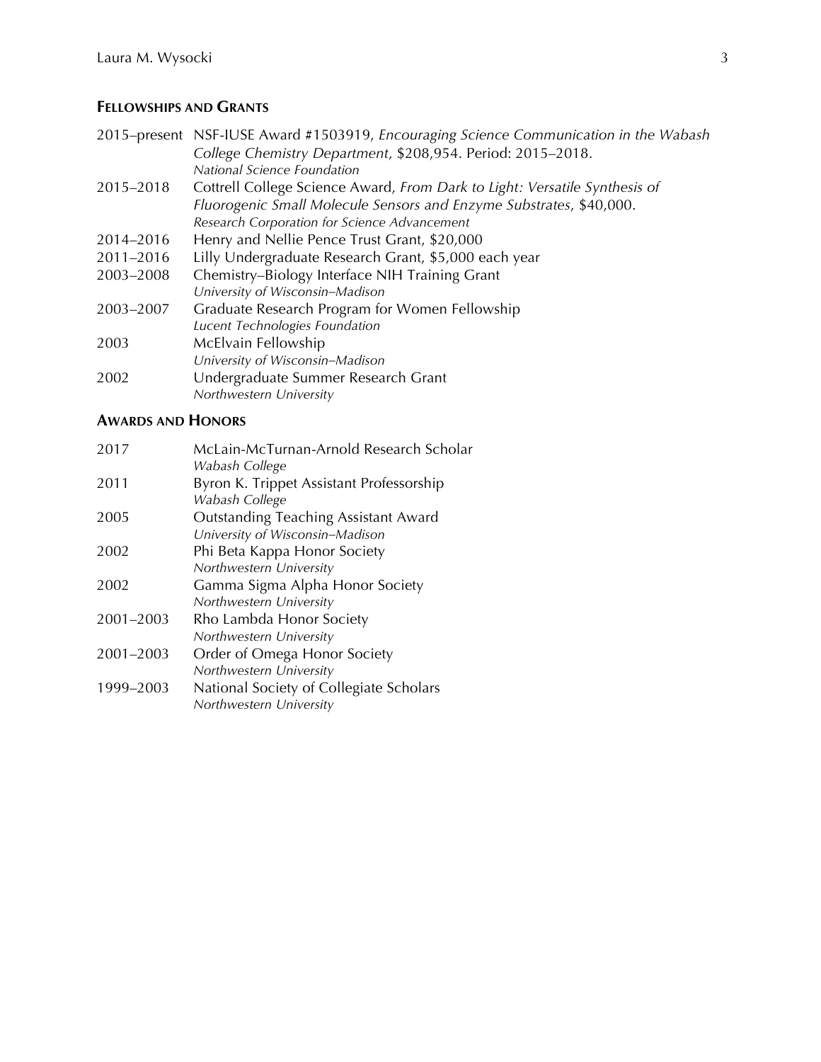## Fellowships and Grants

2015–present NSF-IUSE Award #1503919, *Encouraging Science Communication in the Wabash College Chemistry Department*, $208,954. Period: 2015–2018.
*National Science Foundation*

2015–2018 Cottrell College Science Award, *From Dark to Light: Versatile Synthesis of Fluorogenic Small Molecule Sensors and Enzyme Substrates*, $40,000.
*Research Corporation for Science Advancement*

2014–2016 Henry and Nellie Pence Trust Grant, $20,000

2011–2016 Lilly Undergraduate Research Grant, $5,000 each year

2003–2008 Chemistry–Biology Interface NIH Training Grant
*University of Wisconsin–Madison*

2003–2007 Graduate Research Program for Women Fellowship
*Lucent Technologies Foundation*

2003 McElvain Fellowship
*University of Wisconsin–Madison*

2002 Undergraduate Summer Research Grant
*Northwestern University*

## Awards and Honors

2017 McLain-McTurnan-Arnold Research Scholar
*Wabash College*

2011 Byron K. Trippet Assistant Professorship
*Wabash College*

2005 Outstanding Teaching Assistant Award
*University of Wisconsin–Madison*

2002 Phi Beta Kappa Honor Society
*Northwestern University*

2002 Gamma Sigma Alpha Honor Society
*Northwestern University*

2001–2003 Rho Lambda Honor Society
*Northwestern University*

2001–2003 Order of Omega Honor Society
*Northwestern University*

1999–2003 National Society of Collegiate Scholars
*Northwestern University*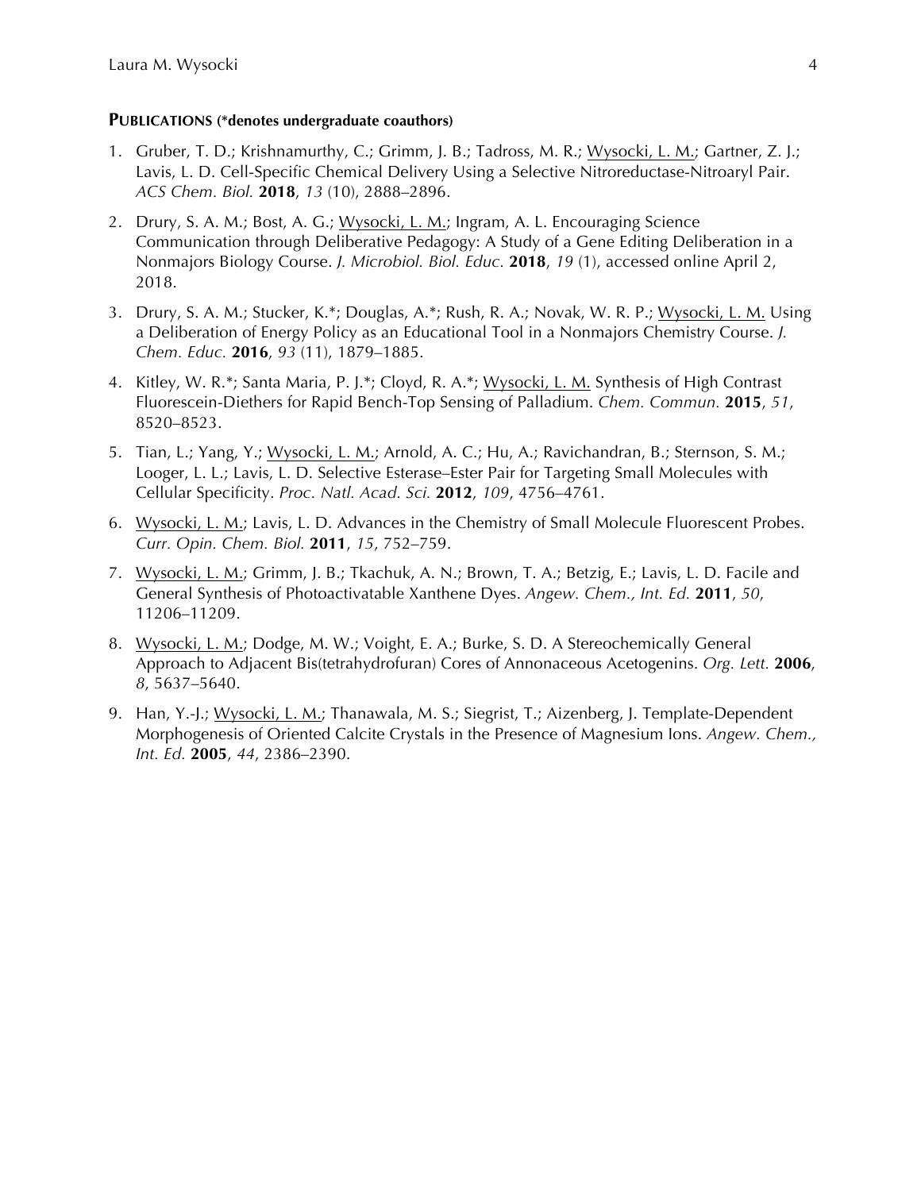## PUBLICATIONS (*denotes undergraduate coauthors)

1. Gruber, T. D.; Krishnamurthy, C.; Grimm, J. B.; Tadross, M. R.; <u>Wysocki, L. M.</u>; Gartner, Z. J.; Lavis, L. D. Cell-Specific Chemical Delivery Using a Selective Nitroreductase-Nitroaryl Pair. *ACS Chem. Biol.* **2018**, *13* (10), 2888–2896.

2. Drury, S. A. M.; Bost, A. G.; <u>Wysocki, L. M.</u>; Ingram, A. L. Encouraging Science Communication through Deliberative Pedagogy: A Study of a Gene Editing Deliberation in a Nonmajors Biology Course. *J. Microbiol. Biol. Educ.* **2018**, *19* (1), accessed online April 2, 2018.

3. Drury, S. A. M.; Stucker, K.*; Douglas, A.*; Rush, R. A.; Novak, W. R. P.; <u>Wysocki, L. M.</u> Using a Deliberation of Energy Policy as an Educational Tool in a Nonmajors Chemistry Course. *J. Chem. Educ.* **2016**, *93* (11), 1879–1885.

4. Kitley, W. R.*; Santa Maria, P. J.*; Cloyd, R. A.*; <u>Wysocki, L. M.</u> Synthesis of High Contrast Fluorescein-Diethers for Rapid Bench-Top Sensing of Palladium. *Chem. Commun.* **2015**, *51*, 8520–8523.

5. Tian, L.; Yang, Y.; <u>Wysocki, L. M.</u>; Arnold, A. C.; Hu, A.; Ravichandran, B.; Sternson, S. M.; Looger, L. L.; Lavis, L. D. Selective Esterase–Ester Pair for Targeting Small Molecules with Cellular Specificity. *Proc. Natl. Acad. Sci.* **2012**, *109*, 4756–4761.

6. <u>Wysocki, L. M.</u>; Lavis, L. D. Advances in the Chemistry of Small Molecule Fluorescent Probes. *Curr. Opin. Chem. Biol.* **2011**, *15*, 752–759.

7. <u>Wysocki, L. M.</u>; Grimm, J. B.; Tkachuk, A. N.; Brown, T. A.; Betzig, E.; Lavis, L. D. Facile and General Synthesis of Photoactivatable Xanthene Dyes. *Angew. Chem., Int. Ed.* **2011**, *50*, 11206–11209.

8. <u>Wysocki, L. M.</u>; Dodge, M. W.; Voight, E. A.; Burke, S. D. A Stereochemically General Approach to Adjacent Bis(tetrahydrofuran) Cores of Annonaceous Acetogenins. *Org. Lett.* **2006**, *8*, 5637–5640.

9. Han, Y.-J.; <u>Wysocki, L. M.</u>; Thanawala, M. S.; Siegrist, T.; Aizenberg, J. Template-Dependent Morphogenesis of Oriented Calcite Crystals in the Presence of Magnesium Ions. *Angew. Chem., Int. Ed.* **2005**, *44*, 2386–2390.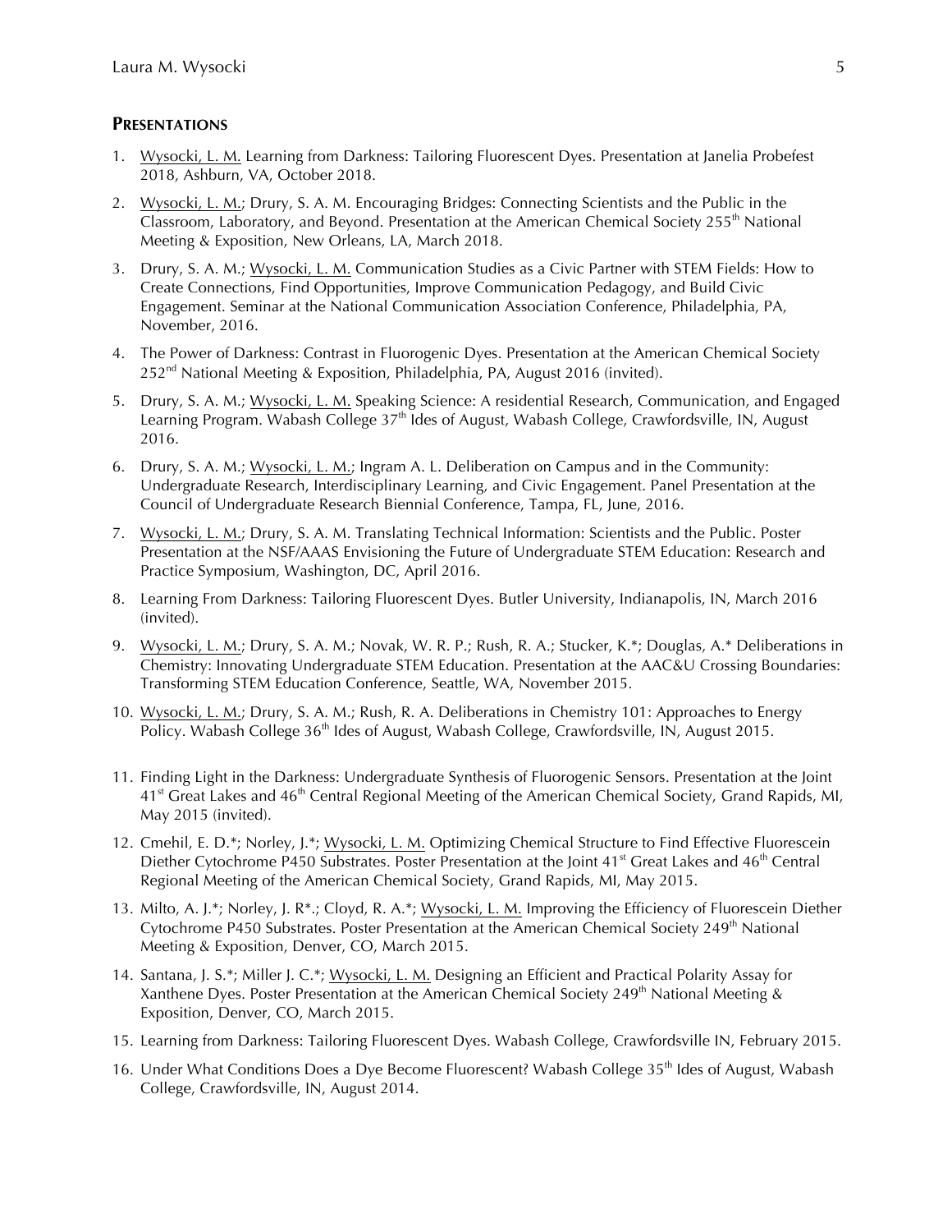## PRESENTATIONS

1. Wysocki, L. M. Learning from Darkness: Tailoring Fluorescent Dyes. Presentation at Janelia Probefest 2018, Ashburn, VA, October 2018.

2. Wysocki, L. M.; Drury, S. A. M. Encouraging Bridges: Connecting Scientists and the Public in the Classroom, Laboratory, and Beyond. Presentation at the American Chemical Society 255th National Meeting & Exposition, New Orleans, LA, March 2018.

3. Drury, S. A. M.; Wysocki, L. M. Communication Studies as a Civic Partner with STEM Fields: How to Create Connections, Find Opportunities, Improve Communication Pedagogy, and Build Civic Engagement. Seminar at the National Communication Association Conference, Philadelphia, PA, November, 2016.

4. The Power of Darkness: Contrast in Fluorogenic Dyes. Presentation at the American Chemical Society 252nd National Meeting & Exposition, Philadelphia, PA, August 2016 (invited).

5. Drury, S. A. M.; Wysocki, L. M. Speaking Science: A residential Research, Communication, and Engaged Learning Program. Wabash College 37th Ides of August, Wabash College, Crawfordsville, IN, August 2016.

6. Drury, S. A. M.; Wysocki, L. M.; Ingram A. L. Deliberation on Campus and in the Community: Undergraduate Research, Interdisciplinary Learning, and Civic Engagement. Panel Presentation at the Council of Undergraduate Research Biennial Conference, Tampa, FL, June, 2016.

7. Wysocki, L. M.; Drury, S. A. M. Translating Technical Information: Scientists and the Public. Poster Presentation at the NSF/AAAS Envisioning the Future of Undergraduate STEM Education: Research and Practice Symposium, Washington, DC, April 2016.

8. Learning From Darkness: Tailoring Fluorescent Dyes. Butler University, Indianapolis, IN, March 2016 (invited).

9. Wysocki, L. M.; Drury, S. A. M.; Novak, W. R. P.; Rush, R. A.; Stucker, K.*; Douglas, A.* Deliberations in Chemistry: Innovating Undergraduate STEM Education. Presentation at the AAC&U Crossing Boundaries: Transforming STEM Education Conference, Seattle, WA, November 2015.

10. Wysocki, L. M.; Drury, S. A. M.; Rush, R. A. Deliberations in Chemistry 101: Approaches to Energy Policy. Wabash College 36th Ides of August, Wabash College, Crawfordsville, IN, August 2015.

11. Finding Light in the Darkness: Undergraduate Synthesis of Fluorogenic Sensors. Presentation at the Joint 41st Great Lakes and 46th Central Regional Meeting of the American Chemical Society, Grand Rapids, MI, May 2015 (invited).

12. Cmehil, E. D.*; Norley, J.*; Wysocki, L. M. Optimizing Chemical Structure to Find Effective Fluorescein Diether Cytochrome P450 Substrates. Poster Presentation at the Joint 41st Great Lakes and 46th Central Regional Meeting of the American Chemical Society, Grand Rapids, MI, May 2015.

13. Milto, A. J.*; Norley, J. R*.; Cloyd, R. A.*; Wysocki, L. M. Improving the Efficiency of Fluorescein Diether Cytochrome P450 Substrates. Poster Presentation at the American Chemical Society 249th National Meeting & Exposition, Denver, CO, March 2015.

14. Santana, J. S.*; Miller J. C.*; Wysocki, L. M. Designing an Efficient and Practical Polarity Assay for Xanthene Dyes. Poster Presentation at the American Chemical Society 249th National Meeting & Exposition, Denver, CO, March 2015.

15. Learning from Darkness: Tailoring Fluorescent Dyes. Wabash College, Crawfordsville IN, February 2015.

16. Under What Conditions Does a Dye Become Fluorescent? Wabash College 35th Ides of August, Wabash College, Crawfordsville, IN, August 2014.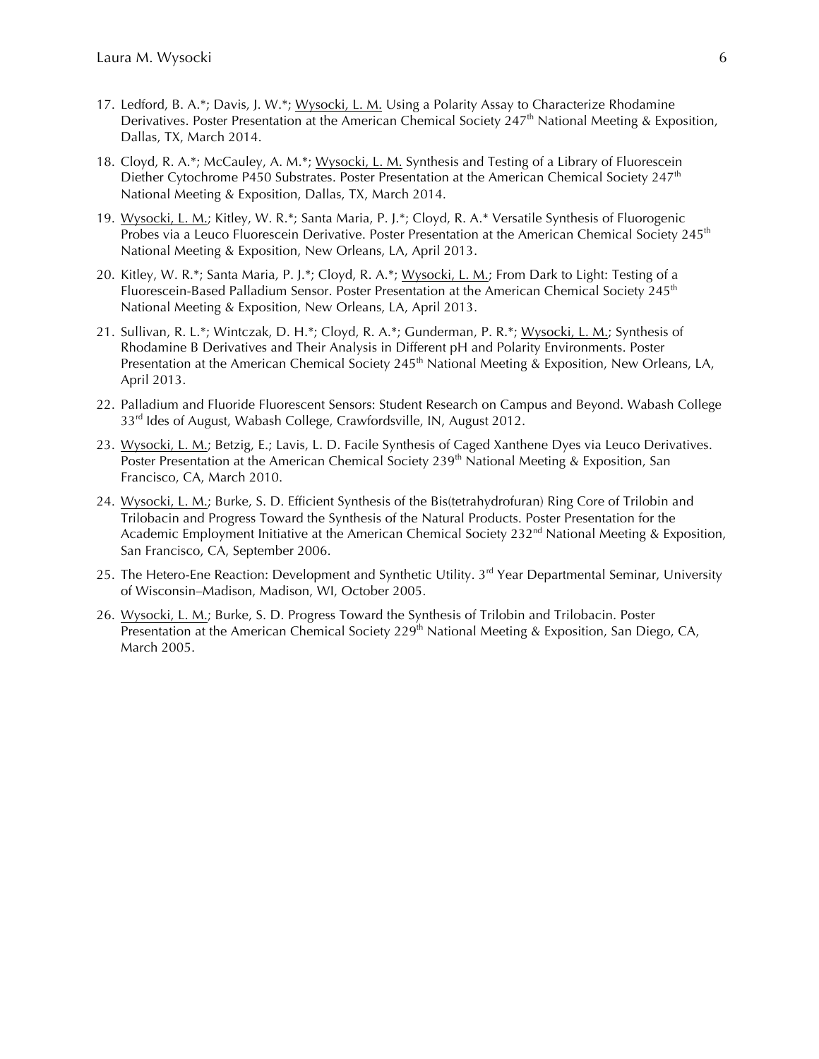17. Ledford, B. A.*; Davis, J. W.*; <u>Wysocki, L. M.</u> Using a Polarity Assay to Characterize Rhodamine Derivatives. Poster Presentation at the American Chemical Society 247th National Meeting & Exposition, Dallas, TX, March 2014.

18. Cloyd, R. A.*; McCauley, A. M.*; <u>Wysocki, L. M.</u> Synthesis and Testing of a Library of Fluorescein Diether Cytochrome P450 Substrates. Poster Presentation at the American Chemical Society 247th National Meeting & Exposition, Dallas, TX, March 2014.

19. <u>Wysocki, L. M.</u>; Kitley, W. R.*; Santa Maria, P. J.*; Cloyd, R. A.* Versatile Synthesis of Fluorogenic Probes via a Leuco Fluorescein Derivative. Poster Presentation at the American Chemical Society 245th National Meeting & Exposition, New Orleans, LA, April 2013.

20. Kitley, W. R.*; Santa Maria, P. J.*; Cloyd, R. A.*; <u>Wysocki, L. M.</u>; From Dark to Light: Testing of a Fluorescein-Based Palladium Sensor. Poster Presentation at the American Chemical Society 245th National Meeting & Exposition, New Orleans, LA, April 2013.

21. Sullivan, R. L.*; Wintczak, D. H.*; Cloyd, R. A.*; Gunderman, P. R.*; <u>Wysocki, L. M.</u>; Synthesis of Rhodamine B Derivatives and Their Analysis in Different pH and Polarity Environments. Poster Presentation at the American Chemical Society 245th National Meeting & Exposition, New Orleans, LA, April 2013.

22. Palladium and Fluoride Fluorescent Sensors: Student Research on Campus and Beyond. Wabash College 33rd Ides of August, Wabash College, Crawfordsville, IN, August 2012.

23. <u>Wysocki, L. M.</u>; Betzig, E.; Lavis, L. D. Facile Synthesis of Caged Xanthene Dyes via Leuco Derivatives. Poster Presentation at the American Chemical Society 239th National Meeting & Exposition, San Francisco, CA, March 2010.

24. <u>Wysocki, L. M.</u>; Burke, S. D. Efficient Synthesis of the Bis(tetrahydrofuran) Ring Core of Trilobin and Trilobacin and Progress Toward the Synthesis of the Natural Products. Poster Presentation for the Academic Employment Initiative at the American Chemical Society 232nd National Meeting & Exposition, San Francisco, CA, September 2006.

25. The Hetero-Ene Reaction: Development and Synthetic Utility. 3rd Year Departmental Seminar, University of Wisconsin–Madison, Madison, WI, October 2005.

26. <u>Wysocki, L. M.</u>; Burke, S. D. Progress Toward the Synthesis of Trilobin and Trilobacin. Poster Presentation at the American Chemical Society 229th National Meeting & Exposition, San Diego, CA, March 2005.